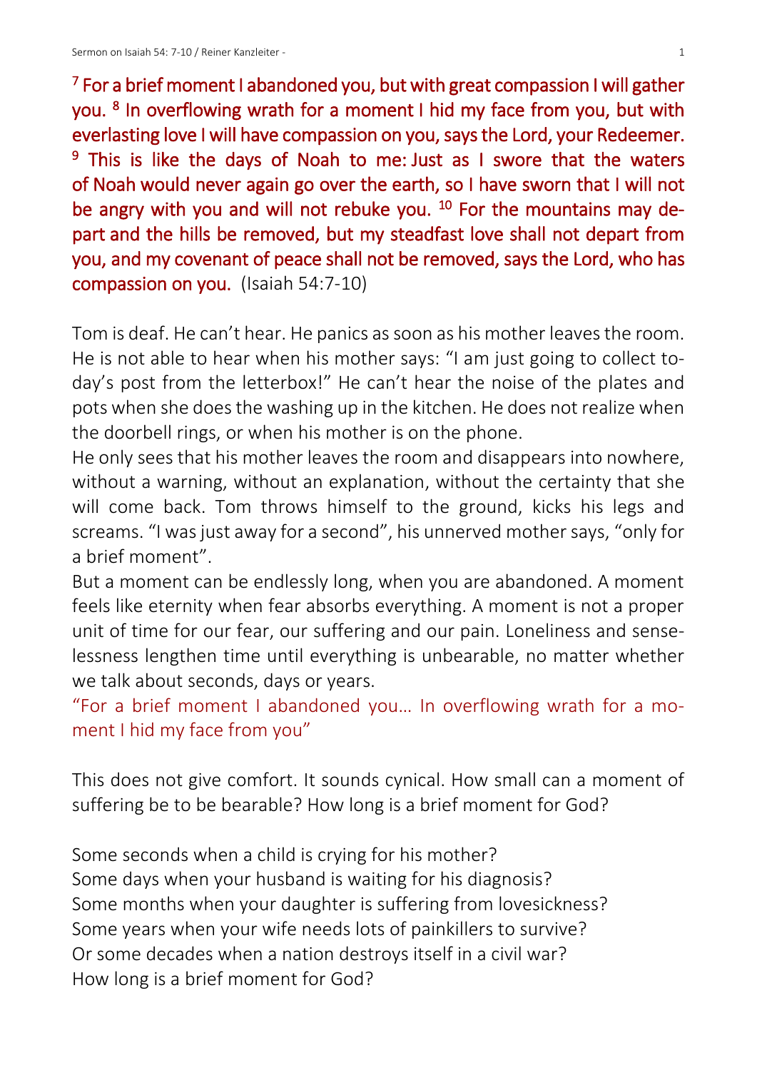[7] For a brief moment I abandoned you, but with great compassion I will gather you. [8] In overflowing wrath for a moment I hid my face from you, but with everlasting love I will have compassion on you, says the Lord, your Redeemer. [9] This is like the days of Noah to me: Just as I swore that the waters of Noah would never again go over the earth, so I have sworn that I will not be angry with you and will not rebuke you. [10] For the mountains may depart and the hills be removed, but my steadfast love shall not depart from you, and my covenant of peace shall not be removed, says the Lord, who has compassion on you. (Isaiah 54:7-10)

Tom is deaf. He can't hear. He panics as soon as his mother leaves the room. He is not able to hear when his mother says: "I am just going to collect today's post from the letterbox!" He can't hear the noise of the plates and pots when she does the washing up in the kitchen. He does not realize when the doorbell rings, or when his mother is on the phone.
He only sees that his mother leaves the room and disappears into nowhere, without a warning, without an explanation, without the certainty that she will come back. Tom throws himself to the ground, kicks his legs and screams. "I was just away for a second", his unnerved mother says, "only for a brief moment".
But a moment can be endlessly long, when you are abandoned. A moment feels like eternity when fear absorbs everything. A moment is not a proper unit of time for our fear, our suffering and our pain. Loneliness and senselessness lengthen time until everything is unbearable, no matter whether we talk about seconds, days or years.
"For a brief moment I abandoned you… In overflowing wrath for a moment I hid my face from you"

This does not give comfort. It sounds cynical. How small can a moment of suffering be to be bearable? How long is a brief moment for God?

Some seconds when a child is crying for his mother?
Some days when your husband is waiting for his diagnosis?
Some months when your daughter is suffering from lovesickness?
Some years when your wife needs lots of painkillers to survive?
Or some decades when a nation destroys itself in a civil war?
How long is a brief moment for God?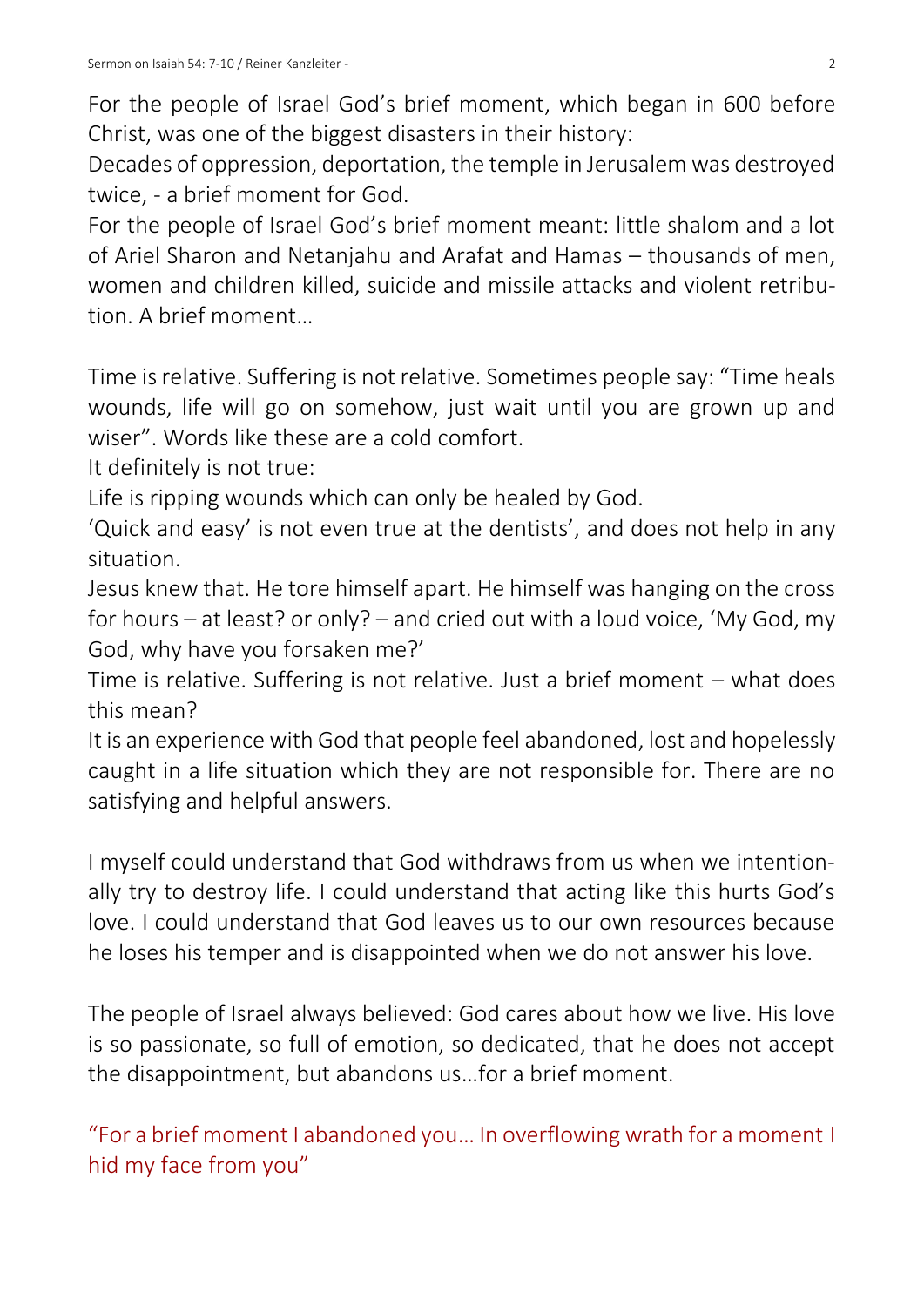For the people of Israel God's brief moment, which began in 600 before Christ, was one of the biggest disasters in their history:
Decades of oppression, deportation, the temple in Jerusalem was destroyed twice, - a brief moment for God.
For the people of Israel God's brief moment meant: little shalom and a lot of Ariel Sharon and Netanjahu and Arafat and Hamas – thousands of men, women and children killed, suicide and missile attacks and violent retribution. A brief moment…

Time is relative. Suffering is not relative. Sometimes people say: "Time heals wounds, life will go on somehow, just wait until you are grown up and wiser". Words like these are a cold comfort.
It definitely is not true:
Life is ripping wounds which can only be healed by God.
'Quick and easy' is not even true at the dentists', and does not help in any situation.
Jesus knew that. He tore himself apart. He himself was hanging on the cross for hours – at least? or only? – and cried out with a loud voice, 'My God, my God, why have you forsaken me?'
Time is relative. Suffering is not relative. Just a brief moment – what does this mean?
It is an experience with God that people feel abandoned, lost and hopelessly caught in a life situation which they are not responsible for. There are no satisfying and helpful answers.

I myself could understand that God withdraws from us when we intentionally try to destroy life. I could understand that acting like this hurts God's love. I could understand that God leaves us to our own resources because he loses his temper and is disappointed when we do not answer his love.

The people of Israel always believed: God cares about how we live. His love is so passionate, so full of emotion, so dedicated, that he does not accept the disappointment, but abandons us…for a brief moment.

"For a brief moment I abandoned you… In overflowing wrath for a moment I hid my face from you"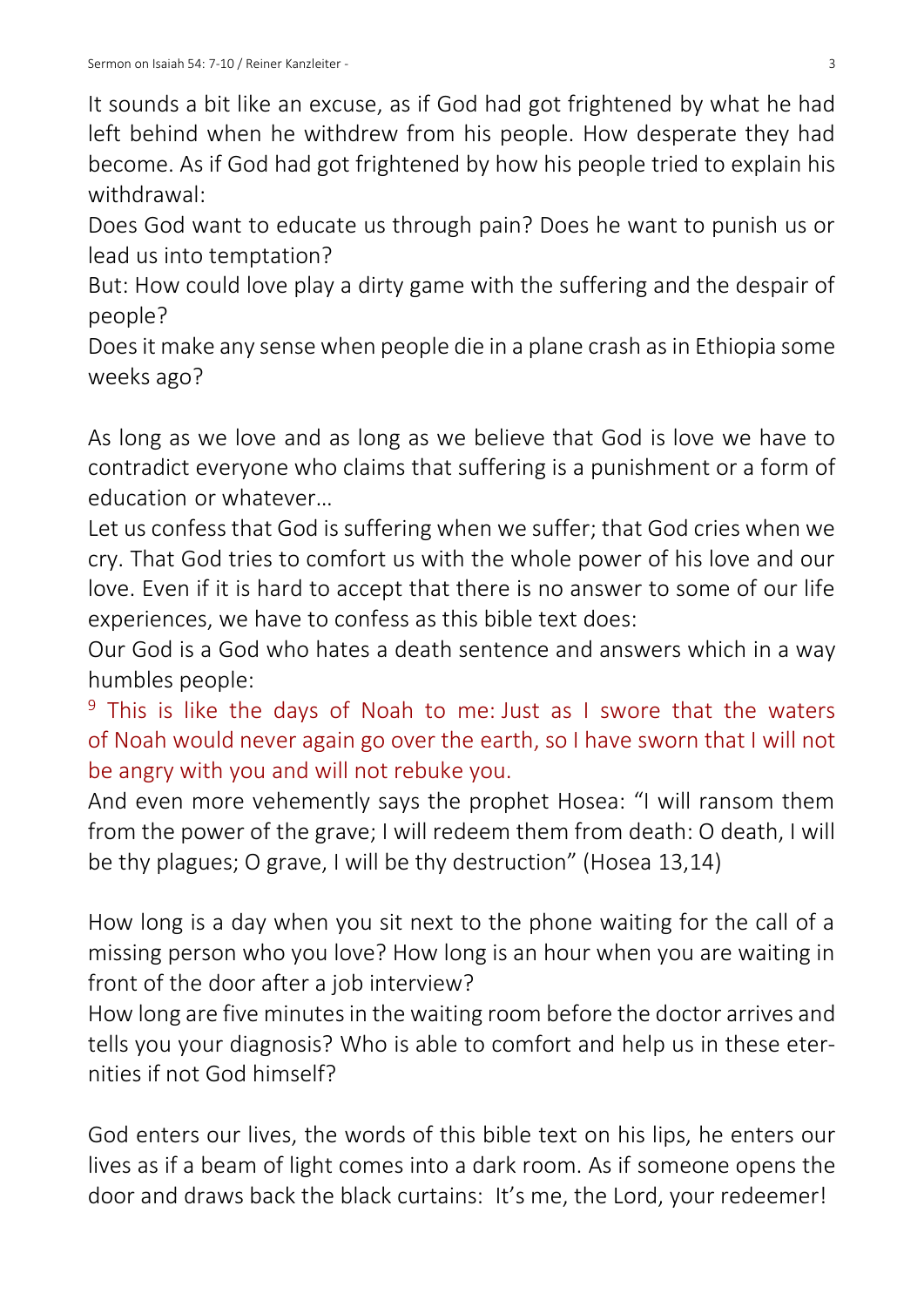It sounds a bit like an excuse, as if God had got frightened by what he had left behind when he withdrew from his people. How desperate they had become. As if God had got frightened by how his people tried to explain his withdrawal:

Does God want to educate us through pain? Does he want to punish us or lead us into temptation?

But: How could love play a dirty game with the suffering and the despair of people?

Does it make any sense when people die in a plane crash as in Ethiopia some weeks ago?

As long as we love and as long as we believe that God is love we have to contradict everyone who claims that suffering is a punishment or a form of education or whatever…

Let us confess that God is suffering when we suffer; that God cries when we cry. That God tries to comfort us with the whole power of his love and our love. Even if it is hard to accept that there is no answer to some of our life experiences, we have to confess as this bible text does:

Our God is a God who hates a death sentence and answers which in a way humbles people:

9 This is like the days of Noah to me: Just as I swore that the waters of Noah would never again go over the earth, so I have sworn that I will not be angry with you and will not rebuke you.

And even more vehemently says the prophet Hosea: "I will ransom them from the power of the grave; I will redeem them from death: O death, I will be thy plagues; O grave, I will be thy destruction" (Hosea 13,14)

How long is a day when you sit next to the phone waiting for the call of a missing person who you love? How long is an hour when you are waiting in front of the door after a job interview?

How long are five minutes in the waiting room before the doctor arrives and tells you your diagnosis? Who is able to comfort and help us in these eternities if not God himself?

God enters our lives, the words of this bible text on his lips, he enters our lives as if a beam of light comes into a dark room. As if someone opens the door and draws back the black curtains: It's me, the Lord, your redeemer!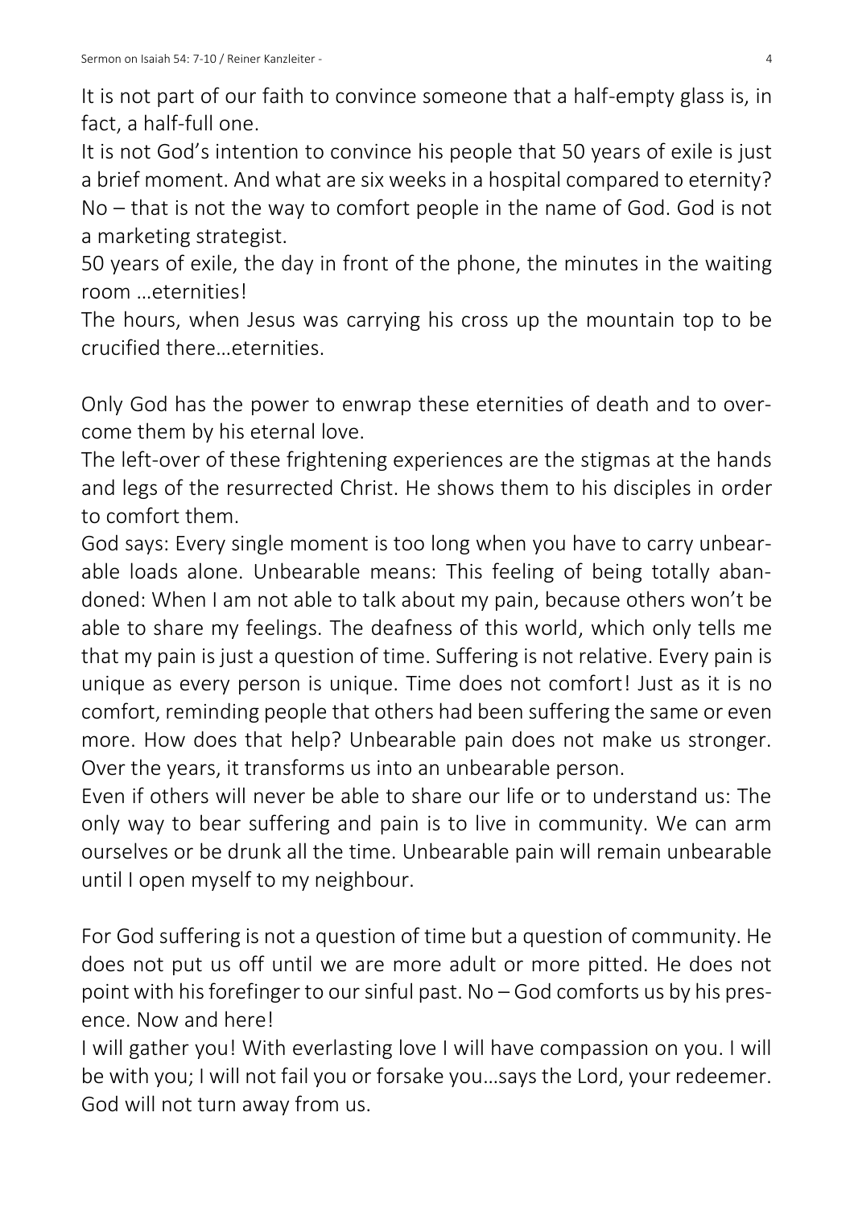It is not part of our faith to convince someone that a half-empty glass is, in fact, a half-full one.
It is not God's intention to convince his people that 50 years of exile is just a brief moment. And what are six weeks in a hospital compared to eternity?
No – that is not the way to comfort people in the name of God. God is not a marketing strategist.
50 years of exile, the day in front of the phone, the minutes in the waiting room …eternities!
The hours, when Jesus was carrying his cross up the mountain top to be crucified there…eternities.

Only God has the power to enwrap these eternities of death and to overcome them by his eternal love.
The left-over of these frightening experiences are the stigmas at the hands and legs of the resurrected Christ. He shows them to his disciples in order to comfort them.
God says: Every single moment is too long when you have to carry unbearable loads alone. Unbearable means: This feeling of being totally abandoned: When I am not able to talk about my pain, because others won't be able to share my feelings. The deafness of this world, which only tells me that my pain is just a question of time. Suffering is not relative. Every pain is unique as every person is unique. Time does not comfort! Just as it is no comfort, reminding people that others had been suffering the same or even more. How does that help? Unbearable pain does not make us stronger. Over the years, it transforms us into an unbearable person.
Even if others will never be able to share our life or to understand us: The only way to bear suffering and pain is to live in community. We can arm ourselves or be drunk all the time. Unbearable pain will remain unbearable until I open myself to my neighbour.

For God suffering is not a question of time but a question of community. He does not put us off until we are more adult or more pitted. He does not point with his forefinger to our sinful past. No – God comforts us by his presence. Now and here!
I will gather you! With everlasting love I will have compassion on you. I will be with you; I will not fail you or forsake you…says the Lord, your redeemer. God will not turn away from us.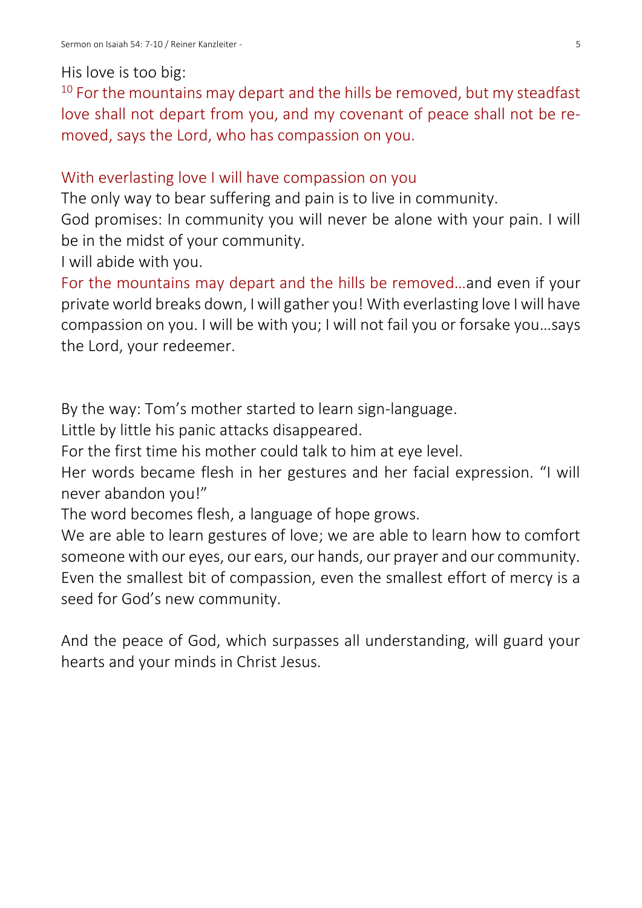His love is too big:

[10] For the mountains may depart and the hills be removed, but my steadfast love shall not depart from you, and my covenant of peace shall not be removed, says the Lord, who has compassion on you.

With everlasting love I will have compassion on you

The only way to bear suffering and pain is to live in community.

God promises: In community you will never be alone with your pain. I will be in the midst of your community.

I will abide with you.

For the mountains may depart and the hills be removed…and even if your private world breaks down, I will gather you! With everlasting love I will have compassion on you. I will be with you; I will not fail you or forsake you…says the Lord, your redeemer.

By the way: Tom's mother started to learn sign-language.

Little by little his panic attacks disappeared.

For the first time his mother could talk to him at eye level.

Her words became flesh in her gestures and her facial expression. "I will never abandon you!"

The word becomes flesh, a language of hope grows.

We are able to learn gestures of love; we are able to learn how to comfort someone with our eyes, our ears, our hands, our prayer and our community. Even the smallest bit of compassion, even the smallest effort of mercy is a seed for God's new community.

And the peace of God, which surpasses all understanding, will guard your hearts and your minds in Christ Jesus.